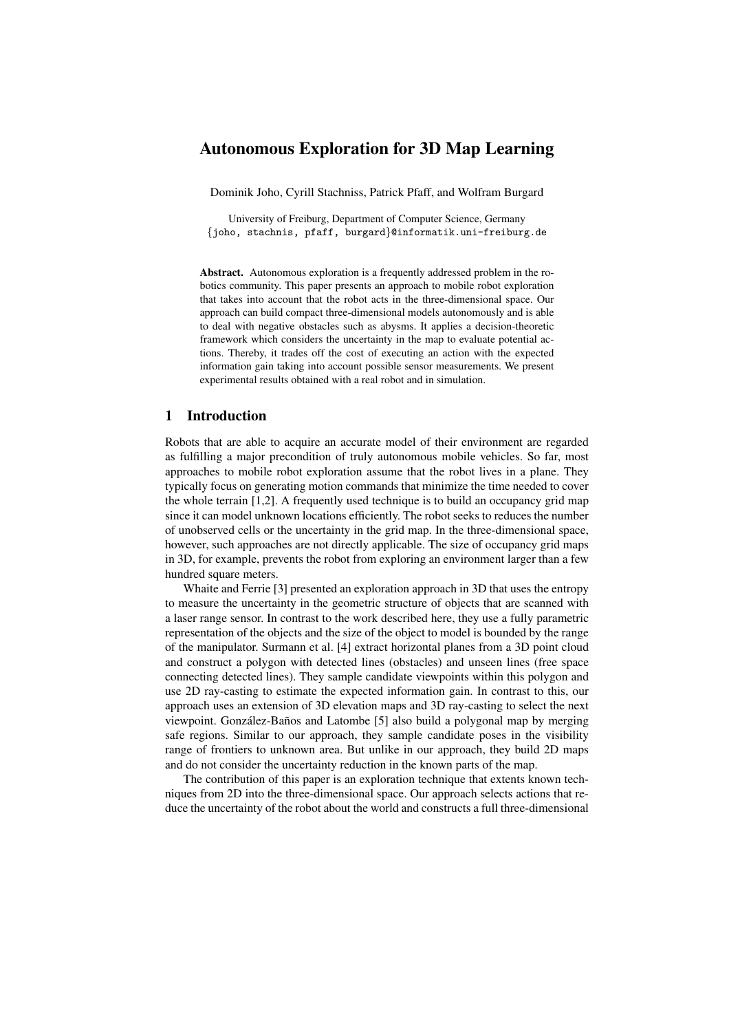# Autonomous Exploration for 3D Map Learning

Dominik Joho, Cyrill Stachniss, Patrick Pfaff, and Wolfram Burgard

University of Freiburg, Department of Computer Science, Germany
{joho, stachnis, pfaff, burgard}@informatik.uni-freiburg.de

**Abstract.** Autonomous exploration is a frequently addressed problem in the robotics community. This paper presents an approach to mobile robot exploration that takes into account that the robot acts in the three-dimensional space. Our approach can build compact three-dimensional models autonomously and is able to deal with negative obstacles such as abysms. It applies a decision-theoretic framework which considers the uncertainty in the map to evaluate potential actions. Thereby, it trades off the cost of executing an action with the expected information gain taking into account possible sensor measurements. We present experimental results obtained with a real robot and in simulation.

## 1 Introduction

Robots that are able to acquire an accurate model of their environment are regarded as fulfilling a major precondition of truly autonomous mobile vehicles. So far, most approaches to mobile robot exploration assume that the robot lives in a plane. They typically focus on generating motion commands that minimize the time needed to cover the whole terrain [1,2]. A frequently used technique is to build an occupancy grid map since it can model unknown locations efficiently. The robot seeks to reduces the number of unobserved cells or the uncertainty in the grid map. In the three-dimensional space, however, such approaches are not directly applicable. The size of occupancy grid maps in 3D, for example, prevents the robot from exploring an environment larger than a few hundred square meters.

Whaite and Ferrie [3] presented an exploration approach in 3D that uses the entropy to measure the uncertainty in the geometric structure of objects that are scanned with a laser range sensor. In contrast to the work described here, they use a fully parametric representation of the objects and the size of the object to model is bounded by the range of the manipulator. Surmann et al. [4] extract horizontal planes from a 3D point cloud and construct a polygon with detected lines (obstacles) and unseen lines (free space connecting detected lines). They sample candidate viewpoints within this polygon and use 2D ray-casting to estimate the expected information gain. In contrast to this, our approach uses an extension of 3D elevation maps and 3D ray-casting to select the next viewpoint. González-Baños and Latombe [5] also build a polygonal map by merging safe regions. Similar to our approach, they sample candidate poses in the visibility range of frontiers to unknown area. But unlike in our approach, they build 2D maps and do not consider the uncertainty reduction in the known parts of the map.

The contribution of this paper is an exploration technique that extents known techniques from 2D into the three-dimensional space. Our approach selects actions that reduce the uncertainty of the robot about the world and constructs a full three-dimensional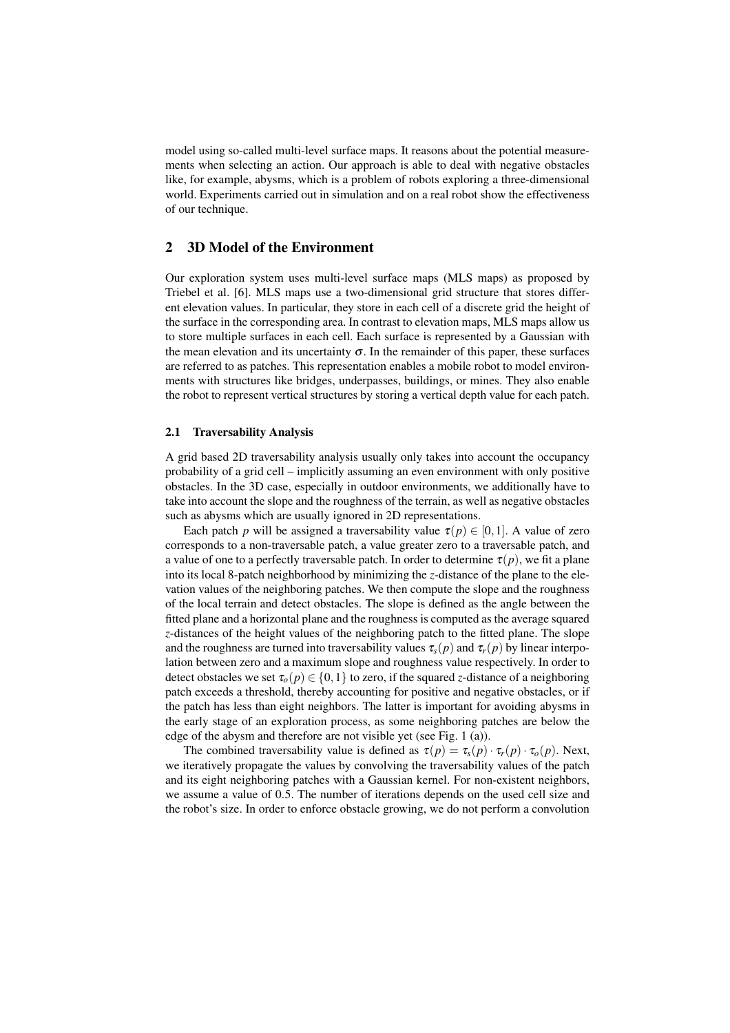model using so-called multi-level surface maps. It reasons about the potential measurements when selecting an action. Our approach is able to deal with negative obstacles like, for example, abysms, which is a problem of robots exploring a three-dimensional world. Experiments carried out in simulation and on a real robot show the effectiveness of our technique.

## 2 3D Model of the Environment

Our exploration system uses multi-level surface maps (MLS maps) as proposed by Triebel et al. [6]. MLS maps use a two-dimensional grid structure that stores different elevation values. In particular, they store in each cell of a discrete grid the height of the surface in the corresponding area. In contrast to elevation maps, MLS maps allow us to store multiple surfaces in each cell. Each surface is represented by a Gaussian with the mean elevation and its uncertainty $\sigma$. In the remainder of this paper, these surfaces are referred to as patches. This representation enables a mobile robot to model environments with structures like bridges, underpasses, buildings, or mines. They also enable the robot to represent vertical structures by storing a vertical depth value for each patch.

### 2.1 Traversability Analysis

A grid based 2D traversability analysis usually only takes into account the occupancy probability of a grid cell – implicitly assuming an even environment with only positive obstacles. In the 3D case, especially in outdoor environments, we additionally have to take into account the slope and the roughness of the terrain, as well as negative obstacles such as abysms which are usually ignored in 2D representations.

Each patch $p$ will be assigned a traversability value $\tau(p) \in [0,1]$. A value of zero corresponds to a non-traversable patch, a value greater zero to a traversable patch, and a value of one to a perfectly traversable patch. In order to determine $\tau(p)$, we fit a plane into its local 8-patch neighborhood by minimizing the $z$-distance of the plane to the elevation values of the neighboring patches. We then compute the slope and the roughness of the local terrain and detect obstacles. The slope is defined as the angle between the fitted plane and a horizontal plane and the roughness is computed as the average squared $z$-distances of the height values of the neighboring patch to the fitted plane. The slope and the roughness are turned into traversability values $\tau_s(p)$ and $\tau_r(p)$ by linear interpolation between zero and a maximum slope and roughness value respectively. In order to detect obstacles we set $\tau_o(p) \in \{0,1\}$ to zero, if the squared $z$-distance of a neighboring patch exceeds a threshold, thereby accounting for positive and negative obstacles, or if the patch has less than eight neighbors. The latter is important for avoiding abysms in the early stage of an exploration process, as some neighboring patches are below the edge of the abysm and therefore are not visible yet (see Fig. 1 (a)).

The combined traversability value is defined as $\tau(p) = \tau_s(p) \cdot \tau_r(p) \cdot \tau_o(p)$. Next, we iteratively propagate the values by convolving the traversability values of the patch and its eight neighboring patches with a Gaussian kernel. For non-existent neighbors, we assume a value of 0.5. The number of iterations depends on the used cell size and the robot's size. In order to enforce obstacle growing, we do not perform a convolution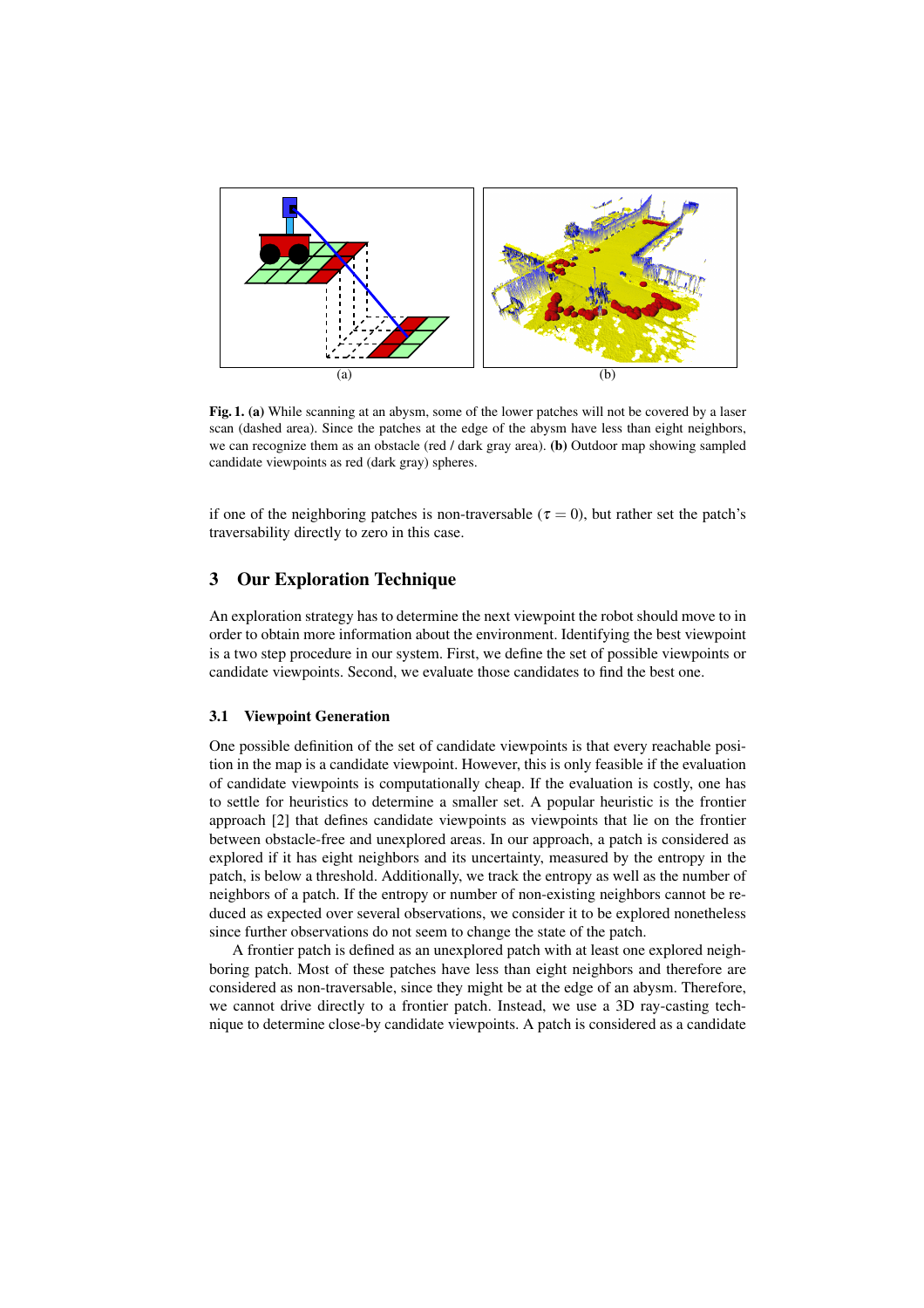**Fig. 1. (a)** While scanning at an abysm, some of the lower patches will not be covered by a laser scan (dashed area). Since the patches at the edge of the abysm have less than eight neighbors, we can recognize them as an obstacle (red / dark gray area). **(b)** Outdoor map showing sampled candidate viewpoints as red (dark gray) spheres.

if one of the neighboring patches is non-traversable ($\tau = 0$), but rather set the patch's traversability directly to zero in this case.

## 3 Our Exploration Technique

An exploration strategy has to determine the next viewpoint the robot should move to in order to obtain more information about the environment. Identifying the best viewpoint is a two step procedure in our system. First, we define the set of possible viewpoints or candidate viewpoints. Second, we evaluate those candidates to find the best one.

### 3.1 Viewpoint Generation

One possible definition of the set of candidate viewpoints is that every reachable position in the map is a candidate viewpoint. However, this is only feasible if the evaluation of candidate viewpoints is computationally cheap. If the evaluation is costly, one has to settle for heuristics to determine a smaller set. A popular heuristic is the frontier approach [2] that defines candidate viewpoints as viewpoints that lie on the frontier between obstacle-free and unexplored areas. In our approach, a patch is considered as explored if it has eight neighbors and its uncertainty, measured by the entropy in the patch, is below a threshold. Additionally, we track the entropy as well as the number of neighbors of a patch. If the entropy or number of non-existing neighbors cannot be reduced as expected over several observations, we consider it to be explored nonetheless since further observations do not seem to change the state of the patch.

A frontier patch is defined as an unexplored patch with at least one explored neighboring patch. Most of these patches have less than eight neighbors and therefore are considered as non-traversable, since they might be at the edge of an abysm. Therefore, we cannot drive directly to a frontier patch. Instead, we use a 3D ray-casting technique to determine close-by candidate viewpoints. A patch is considered as a candidate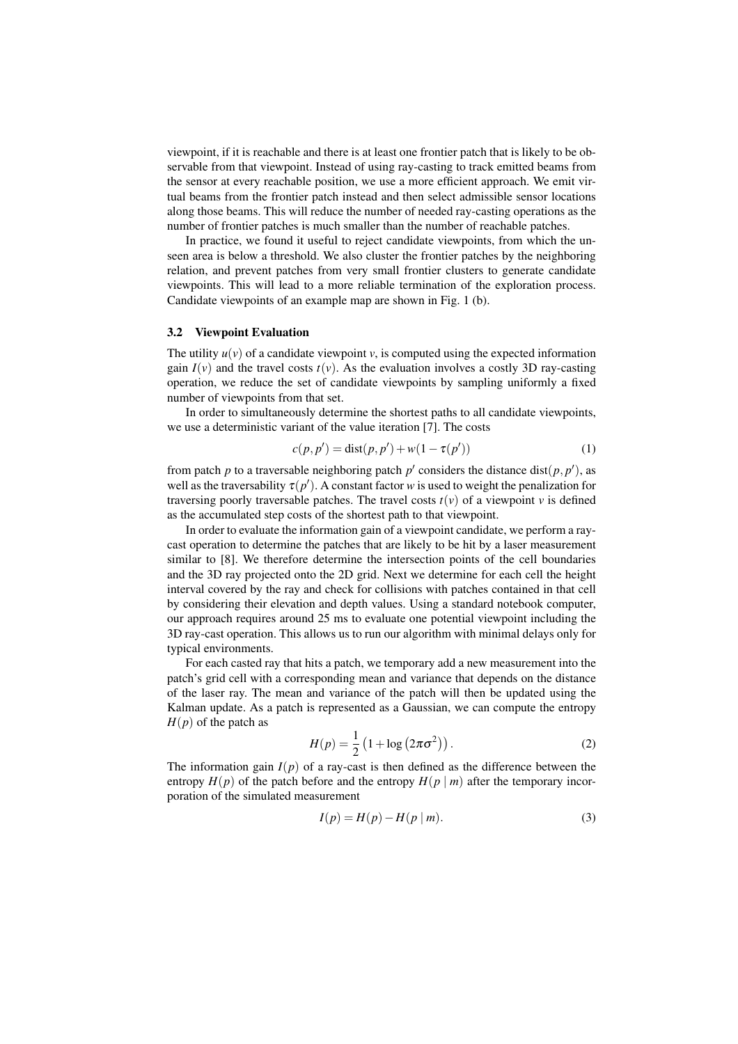viewpoint, if it is reachable and there is at least one frontier patch that is likely to be observable from that viewpoint. Instead of using ray-casting to track emitted beams from the sensor at every reachable position, we use a more efficient approach. We emit virtual beams from the frontier patch instead and then select admissible sensor locations along those beams. This will reduce the number of needed ray-casting operations as the number of frontier patches is much smaller than the number of reachable patches.

In practice, we found it useful to reject candidate viewpoints, from which the unseen area is below a threshold. We also cluster the frontier patches by the neighboring relation, and prevent patches from very small frontier clusters to generate candidate viewpoints. This will lead to a more reliable termination of the exploration process. Candidate viewpoints of an example map are shown in Fig. 1 (b).

### 3.2 Viewpoint Evaluation

The utility $u(v)$ of a candidate viewpoint $v$, is computed using the expected information gain $I(v)$ and the travel costs $t(v)$. As the evaluation involves a costly 3D ray-casting operation, we reduce the set of candidate viewpoints by sampling uniformly a fixed number of viewpoints from that set.

In order to simultaneously determine the shortest paths to all candidate viewpoints, we use a deterministic variant of the value iteration [7]. The costs

$$c(p, p') = \text{dist}(p, p') + w(1 - \tau(p')) \tag{1}$$

from patch $p$ to a traversable neighboring patch $p'$ considers the distance $\text{dist}(p, p')$, as well as the traversability $\tau(p')$. A constant factor $w$ is used to weight the penalization for traversing poorly traversable patches. The travel costs $t(v)$ of a viewpoint $v$ is defined as the accumulated step costs of the shortest path to that viewpoint.

In order to evaluate the information gain of a viewpoint candidate, we perform a ray-cast operation to determine the patches that are likely to be hit by a laser measurement similar to [8]. We therefore determine the intersection points of the cell boundaries and the 3D ray projected onto the 2D grid. Next we determine for each cell the height interval covered by the ray and check for collisions with patches contained in that cell by considering their elevation and depth values. Using a standard notebook computer, our approach requires around 25 ms to evaluate one potential viewpoint including the 3D ray-cast operation. This allows us to run our algorithm with minimal delays only for typical environments.

For each casted ray that hits a patch, we temporary add a new measurement into the patch's grid cell with a corresponding mean and variance that depends on the distance of the laser ray. The mean and variance of the patch will then be updated using the Kalman update. As a patch is represented as a Gaussian, we can compute the entropy $H(p)$ of the patch as

$$H(p) = \frac{1}{2}\left(1 + \log\left(2\pi\sigma^2\right)\right). \tag{2}$$

The information gain $I(p)$ of a ray-cast is then defined as the difference between the entropy $H(p)$ of the patch before and the entropy $H(p \mid m)$ after the temporary incorporation of the simulated measurement

$$I(p) = H(p) - H(p \mid m). \tag{3}$$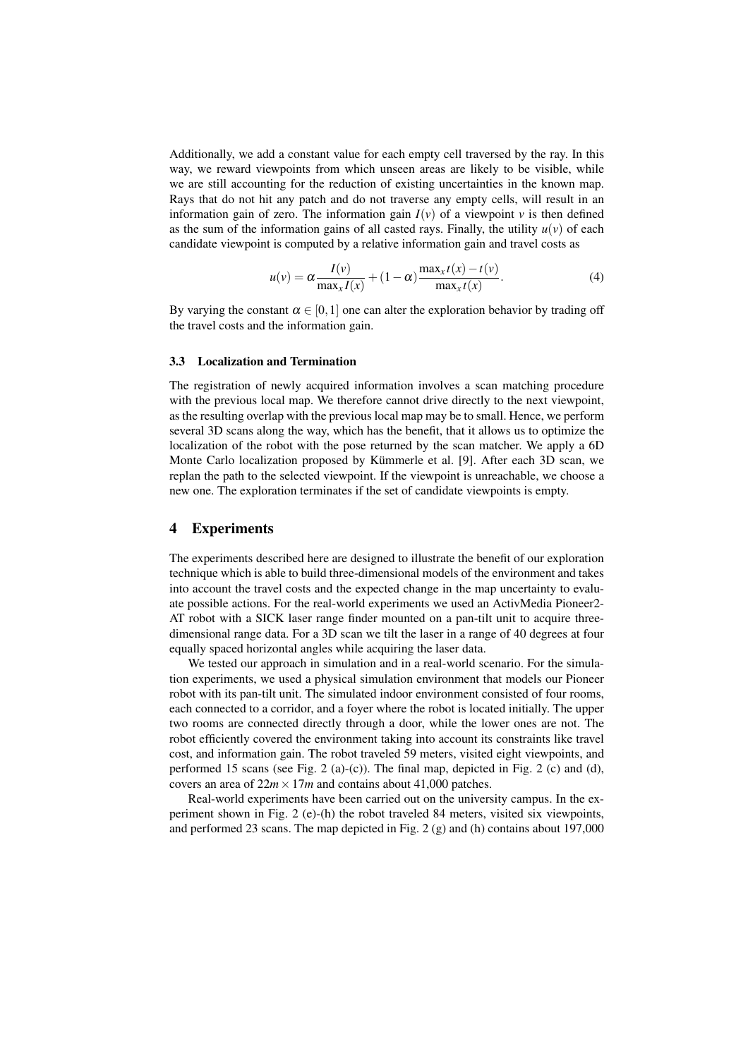Additionally, we add a constant value for each empty cell traversed by the ray. In this way, we reward viewpoints from which unseen areas are likely to be visible, while we are still accounting for the reduction of existing uncertainties in the known map. Rays that do not hit any patch and do not traverse any empty cells, will result in an information gain of zero. The information gain $I(v)$ of a viewpoint $v$ is then defined as the sum of the information gains of all casted rays. Finally, the utility $u(v)$ of each candidate viewpoint is computed by a relative information gain and travel costs as

$$u(v) = \alpha \frac{I(v)}{\max_x I(x)} + (1-\alpha) \frac{\max_x t(x) - t(v)}{\max_x t(x)}. \tag{4}$$

By varying the constant $\alpha \in [0,1]$ one can alter the exploration behavior by trading off the travel costs and the information gain.

### 3.3 Localization and Termination

The registration of newly acquired information involves a scan matching procedure with the previous local map. We therefore cannot drive directly to the next viewpoint, as the resulting overlap with the previous local map may be to small. Hence, we perform several 3D scans along the way, which has the benefit, that it allows us to optimize the localization of the robot with the pose returned by the scan matcher. We apply a 6D Monte Carlo localization proposed by Kümmerle et al. [9]. After each 3D scan, we replan the path to the selected viewpoint. If the viewpoint is unreachable, we choose a new one. The exploration terminates if the set of candidate viewpoints is empty.

## 4 Experiments

The experiments described here are designed to illustrate the benefit of our exploration technique which is able to build three-dimensional models of the environment and takes into account the travel costs and the expected change in the map uncertainty to evaluate possible actions. For the real-world experiments we used an ActivMedia Pioneer2-AT robot with a SICK laser range finder mounted on a pan-tilt unit to acquire three-dimensional range data. For a 3D scan we tilt the laser in a range of 40 degrees at four equally spaced horizontal angles while acquiring the laser data.

We tested our approach in simulation and in a real-world scenario. For the simulation experiments, we used a physical simulation environment that models our Pioneer robot with its pan-tilt unit. The simulated indoor environment consisted of four rooms, each connected to a corridor, and a foyer where the robot is located initially. The upper two rooms are connected directly through a door, while the lower ones are not. The robot efficiently covered the environment taking into account its constraints like travel cost, and information gain. The robot traveled 59 meters, visited eight viewpoints, and performed 15 scans (see Fig. 2 (a)-(c)). The final map, depicted in Fig. 2 (c) and (d), covers an area of $22m \times 17m$ and contains about 41,000 patches.

Real-world experiments have been carried out on the university campus. In the experiment shown in Fig. 2 (e)-(h) the robot traveled 84 meters, visited six viewpoints, and performed 23 scans. The map depicted in Fig. 2 (g) and (h) contains about 197,000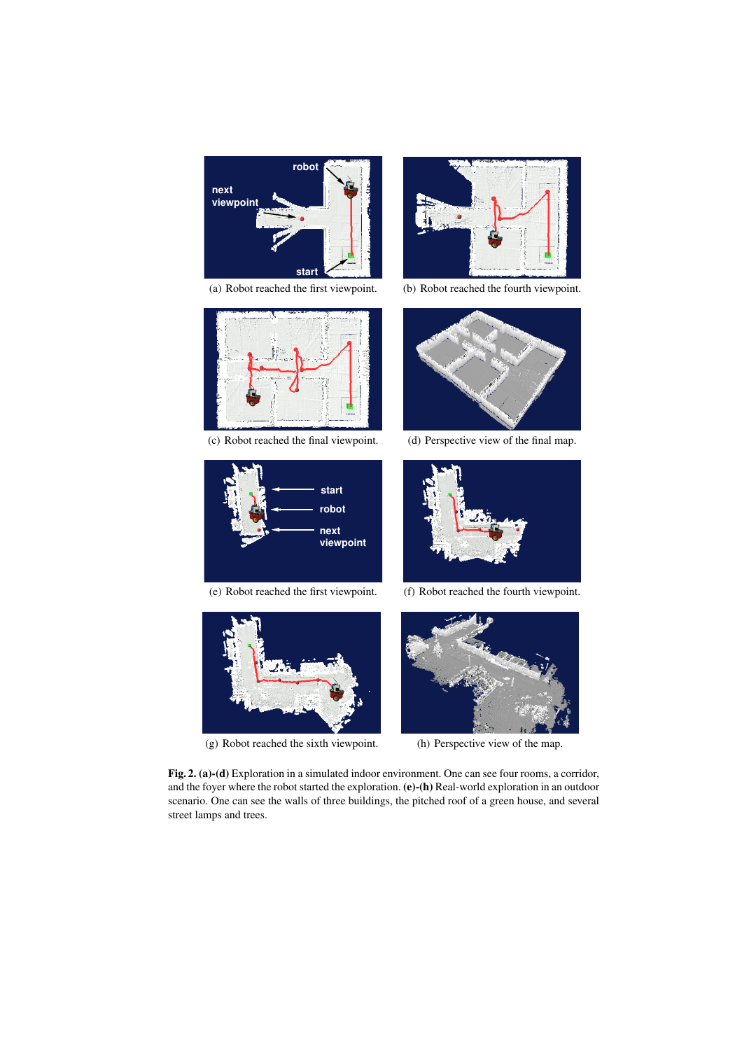(a) Robot reached the first viewpoint.

(b) Robot reached the fourth viewpoint.

(c) Robot reached the final viewpoint.

(d) Perspective view of the final map.

(e) Robot reached the first viewpoint.

(f) Robot reached the fourth viewpoint.

(g) Robot reached the sixth viewpoint.

(h) Perspective view of the map.

**Fig. 2. (a)-(d)** Exploration in a simulated indoor environment. One can see four rooms, a corridor, and the foyer where the robot started the exploration. **(e)-(h)** Real-world exploration in an outdoor scenario. One can see the walls of three buildings, the pitched roof of a green house, and several street lamps and trees.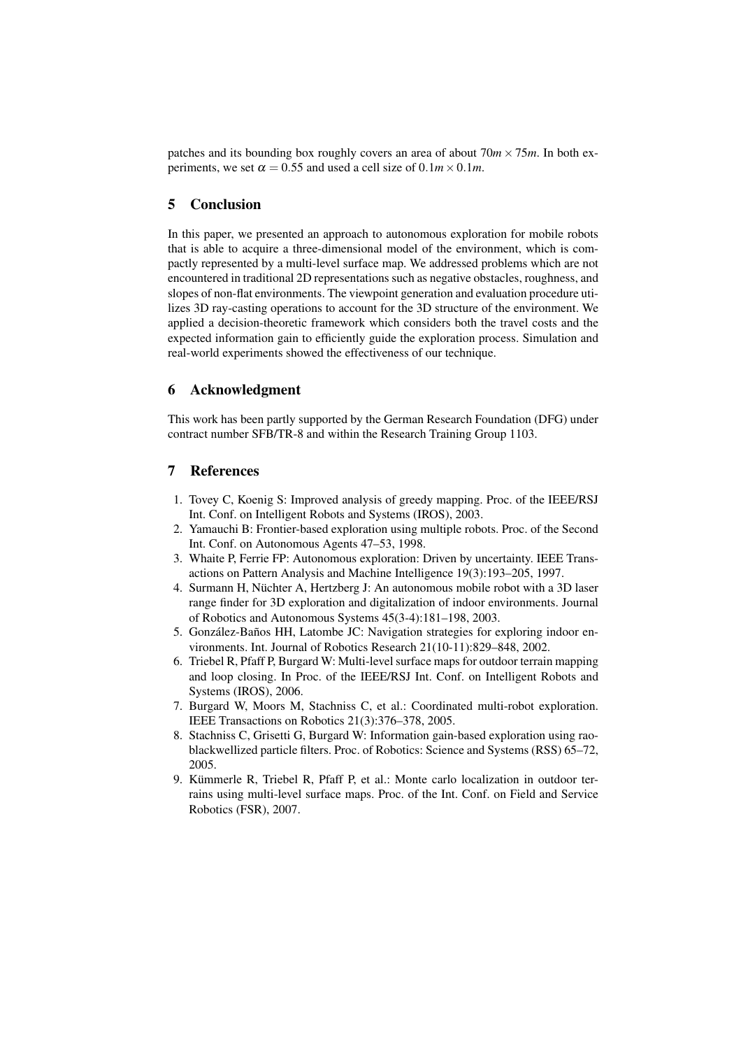patches and its bounding box roughly covers an area of about $70m \times 75m$. In both experiments, we set $\alpha = 0.55$ and used a cell size of $0.1m \times 0.1m$.

## 5 Conclusion

In this paper, we presented an approach to autonomous exploration for mobile robots that is able to acquire a three-dimensional model of the environment, which is compactly represented by a multi-level surface map. We addressed problems which are not encountered in traditional 2D representations such as negative obstacles, roughness, and slopes of non-flat environments. The viewpoint generation and evaluation procedure utilizes 3D ray-casting operations to account for the 3D structure of the environment. We applied a decision-theoretic framework which considers both the travel costs and the expected information gain to efficiently guide the exploration process. Simulation and real-world experiments showed the effectiveness of our technique.

## 6 Acknowledgment

This work has been partly supported by the German Research Foundation (DFG) under contract number SFB/TR-8 and within the Research Training Group 1103.

## 7 References

1. Tovey C, Koenig S: Improved analysis of greedy mapping. Proc. of the IEEE/RSJ Int. Conf. on Intelligent Robots and Systems (IROS), 2003.
2. Yamauchi B: Frontier-based exploration using multiple robots. Proc. of the Second Int. Conf. on Autonomous Agents 47–53, 1998.
3. Whaite P, Ferrie FP: Autonomous exploration: Driven by uncertainty. IEEE Transactions on Pattern Analysis and Machine Intelligence 19(3):193–205, 1997.
4. Surmann H, Nüchter A, Hertzberg J: An autonomous mobile robot with a 3D laser range finder for 3D exploration and digitalization of indoor environments. Journal of Robotics and Autonomous Systems 45(3-4):181–198, 2003.
5. González-Baños HH, Latombe JC: Navigation strategies for exploring indoor environments. Int. Journal of Robotics Research 21(10-11):829–848, 2002.
6. Triebel R, Pfaff P, Burgard W: Multi-level surface maps for outdoor terrain mapping and loop closing. In Proc. of the IEEE/RSJ Int. Conf. on Intelligent Robots and Systems (IROS), 2006.
7. Burgard W, Moors M, Stachniss C, et al.: Coordinated multi-robot exploration. IEEE Transactions on Robotics 21(3):376–378, 2005.
8. Stachniss C, Grisetti G, Burgard W: Information gain-based exploration using rao-blackwellized particle filters. Proc. of Robotics: Science and Systems (RSS) 65–72, 2005.
9. Kümmerle R, Triebel R, Pfaff P, et al.: Monte carlo localization in outdoor terrains using multi-level surface maps. Proc. of the Int. Conf. on Field and Service Robotics (FSR), 2007.